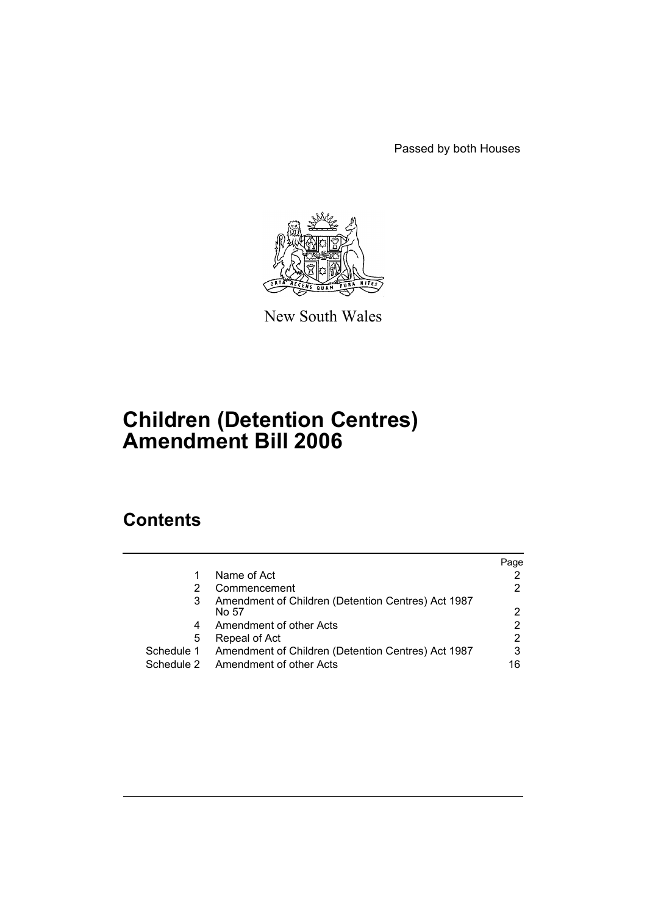Passed by both Houses

New South Wales

# Children (Detention Centres) Amendment Bill 2006

## Contents

| | | Page |
|---|---|---|
| 1 | Name of Act | 2 |
| 2 | Commencement | 2 |
| 3 | Amendment of Children (Detention Centres) Act 1987 No 57 | 2 |
| 4 | Amendment of other Acts | 2 |
| 5 | Repeal of Act | 2 |
| Schedule 1 | Amendment of Children (Detention Centres) Act 1987 | 3 |
| Schedule 2 | Amendment of other Acts | 16 |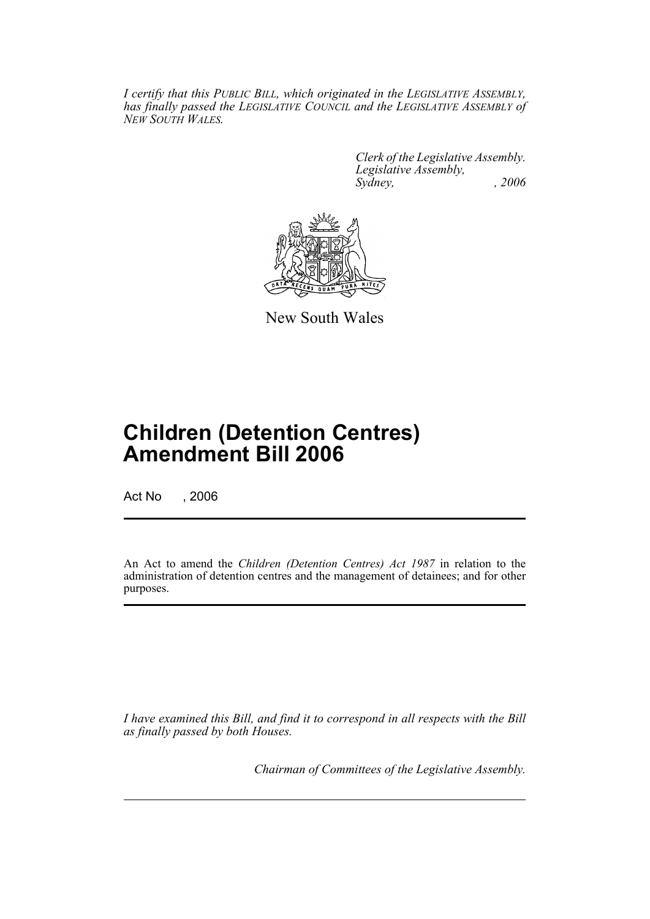*I certify that this PUBLIC BILL, which originated in the LEGISLATIVE ASSEMBLY, has finally passed the LEGISLATIVE COUNCIL and the LEGISLATIVE ASSEMBLY of NEW SOUTH WALES.*

*Clerk of the Legislative Assembly.*
*Legislative Assembly,*
*Sydney, , 2006*

New South Wales

# Children (Detention Centres) Amendment Bill 2006

Act No , 2006

An Act to amend the *Children (Detention Centres) Act 1987* in relation to the administration of detention centres and the management of detainees; and for other purposes.

*I have examined this Bill, and find it to correspond in all respects with the Bill as finally passed by both Houses.*

*Chairman of Committees of the Legislative Assembly.*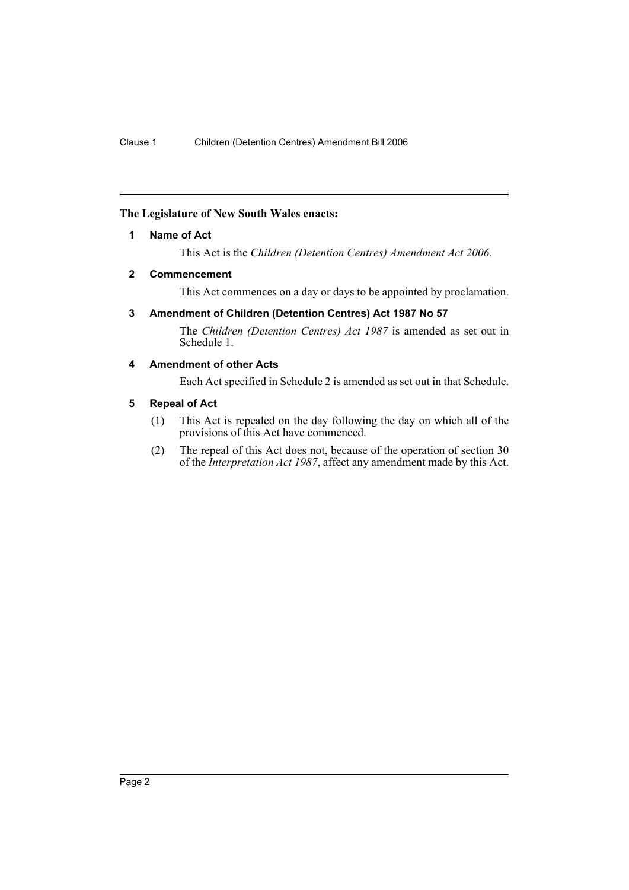**The Legislature of New South Wales enacts:**

### 1 Name of Act

This Act is the *Children (Detention Centres) Amendment Act 2006*.

### 2 Commencement

This Act commences on a day or days to be appointed by proclamation.

### 3 Amendment of Children (Detention Centres) Act 1987 No 57

The *Children (Detention Centres) Act 1987* is amended as set out in Schedule 1.

### 4 Amendment of other Acts

Each Act specified in Schedule 2 is amended as set out in that Schedule.

### 5 Repeal of Act

(1) This Act is repealed on the day following the day on which all of the provisions of this Act have commenced.

(2) The repeal of this Act does not, because of the operation of section 30 of the *Interpretation Act 1987*, affect any amendment made by this Act.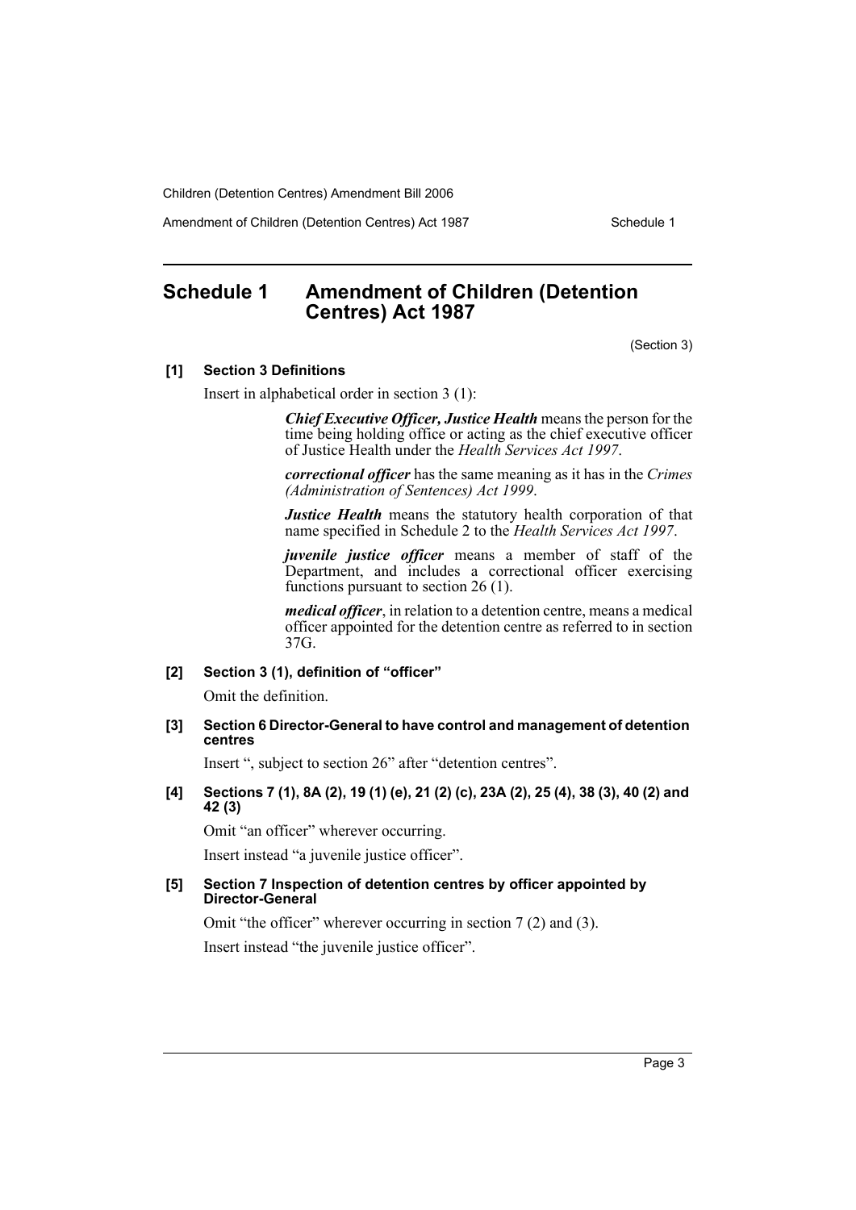# Schedule 1 Amendment of Children (Detention Centres) Act 1987

(Section 3)

**[1] Section 3 Definitions**

Insert in alphabetical order in section 3 (1):

> ***Chief Executive Officer, Justice Health*** means the person for the time being holding office or acting as the chief executive officer of Justice Health under the *Health Services Act 1997*.
>
> ***correctional officer*** has the same meaning as it has in the *Crimes (Administration of Sentences) Act 1999*.
>
> ***Justice Health*** means the statutory health corporation of that name specified in Schedule 2 to the *Health Services Act 1997*.
>
> ***juvenile justice officer*** means a member of staff of the Department, and includes a correctional officer exercising functions pursuant to section 26 (1).
>
> ***medical officer***, in relation to a detention centre, means a medical officer appointed for the detention centre as referred to in section 37G.

**[2] Section 3 (1), definition of "officer"**

Omit the definition.

**[3] Section 6 Director-General to have control and management of detention centres**

Insert ", subject to section 26" after "detention centres".

**[4] Sections 7 (1), 8A (2), 19 (1) (e), 21 (2) (c), 23A (2), 25 (4), 38 (3), 40 (2) and 42 (3)**

Omit "an officer" wherever occurring.

Insert instead "a juvenile justice officer".

**[5] Section 7 Inspection of detention centres by officer appointed by Director-General**

Omit "the officer" wherever occurring in section 7 (2) and (3).

Insert instead "the juvenile justice officer".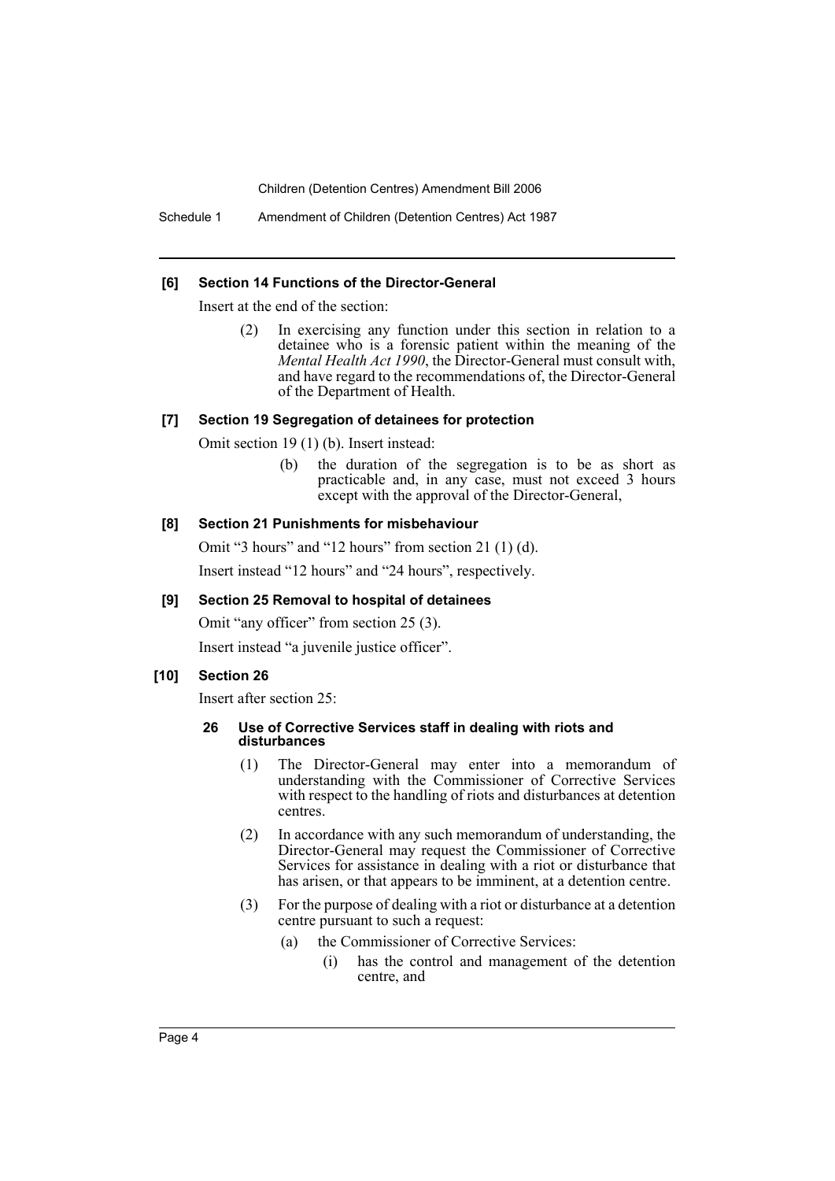**[6] Section 14 Functions of the Director-General**

Insert at the end of the section:

(2) In exercising any function under this section in relation to a detainee who is a forensic patient within the meaning of the *Mental Health Act 1990*, the Director-General must consult with, and have regard to the recommendations of, the Director-General of the Department of Health.

**[7] Section 19 Segregation of detainees for protection**

Omit section 19 (1) (b). Insert instead:

(b) the duration of the segregation is to be as short as practicable and, in any case, must not exceed 3 hours except with the approval of the Director-General,

**[8] Section 21 Punishments for misbehaviour**

Omit "3 hours" and "12 hours" from section 21 (1) (d).

Insert instead "12 hours" and "24 hours", respectively.

**[9] Section 25 Removal to hospital of detainees**

Omit "any officer" from section 25 (3).

Insert instead "a juvenile justice officer".

**[10] Section 26**

Insert after section 25:

**26 Use of Corrective Services staff in dealing with riots and disturbances**

(1) The Director-General may enter into a memorandum of understanding with the Commissioner of Corrective Services with respect to the handling of riots and disturbances at detention centres.

(2) In accordance with any such memorandum of understanding, the Director-General may request the Commissioner of Corrective Services for assistance in dealing with a riot or disturbance that has arisen, or that appears to be imminent, at a detention centre.

(3) For the purpose of dealing with a riot or disturbance at a detention centre pursuant to such a request:

- (a) the Commissioner of Corrective Services:
  - (i) has the control and management of the detention centre, and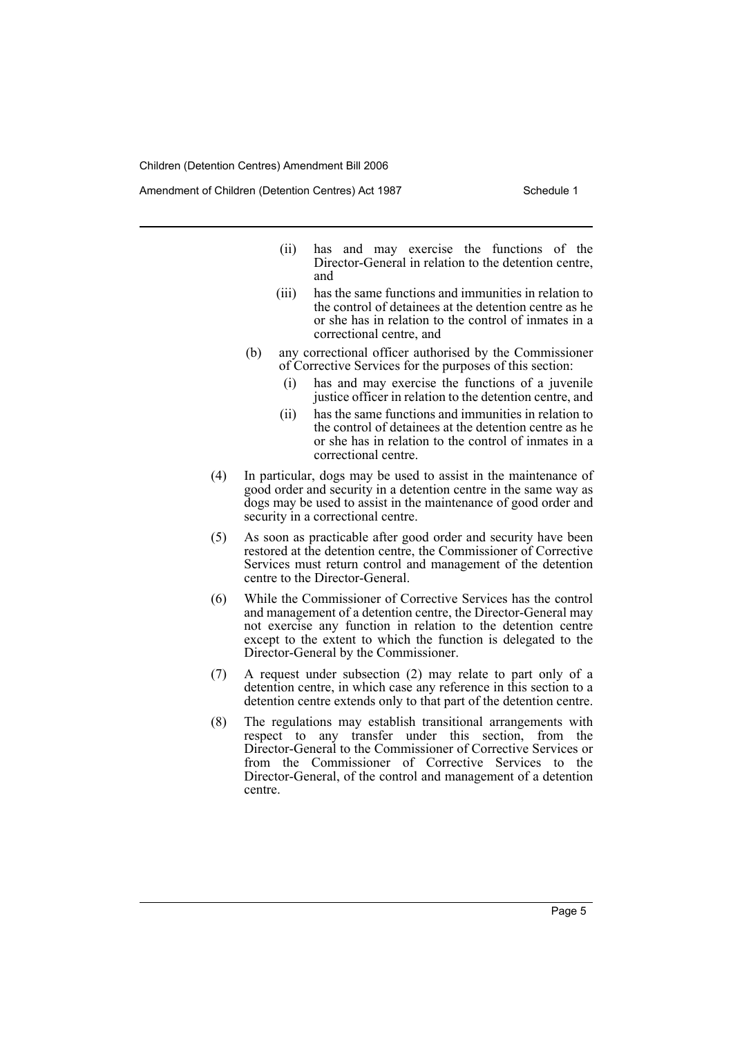(ii) has and may exercise the functions of the Director-General in relation to the detention centre, and

(iii) has the same functions and immunities in relation to the control of detainees at the detention centre as he or she has in relation to the control of inmates in a correctional centre, and

(b) any correctional officer authorised by the Commissioner of Corrective Services for the purposes of this section:

(i) has and may exercise the functions of a juvenile justice officer in relation to the detention centre, and

(ii) has the same functions and immunities in relation to the control of detainees at the detention centre as he or she has in relation to the control of inmates in a correctional centre.

(4) In particular, dogs may be used to assist in the maintenance of good order and security in a detention centre in the same way as dogs may be used to assist in the maintenance of good order and security in a correctional centre.

(5) As soon as practicable after good order and security have been restored at the detention centre, the Commissioner of Corrective Services must return control and management of the detention centre to the Director-General.

(6) While the Commissioner of Corrective Services has the control and management of a detention centre, the Director-General may not exercise any function in relation to the detention centre except to the extent to which the function is delegated to the Director-General by the Commissioner.

(7) A request under subsection (2) may relate to part only of a detention centre, in which case any reference in this section to a detention centre extends only to that part of the detention centre.

(8) The regulations may establish transitional arrangements with respect to any transfer under this section, from the Director-General to the Commissioner of Corrective Services or from the Commissioner of Corrective Services to the Director-General, of the control and management of a detention centre.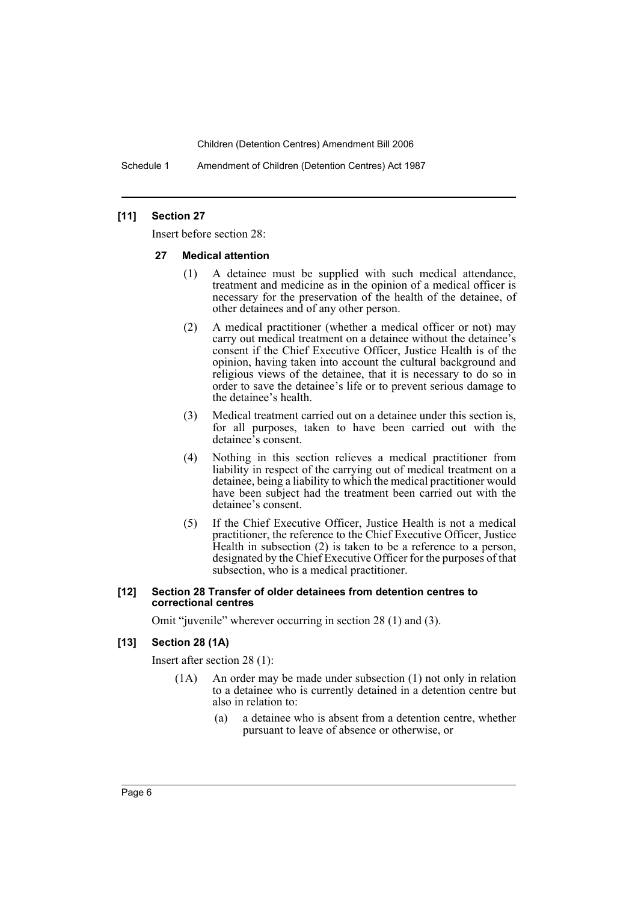## [11] Section 27

Insert before section 28:

### 27 Medical attention

(1) A detainee must be supplied with such medical attendance, treatment and medicine as in the opinion of a medical officer is necessary for the preservation of the health of the detainee, of other detainees and of any other person.

(2) A medical practitioner (whether a medical officer or not) may carry out medical treatment on a detainee without the detainee's consent if the Chief Executive Officer, Justice Health is of the opinion, having taken into account the cultural background and religious views of the detainee, that it is necessary to do so in order to save the detainee's life or to prevent serious damage to the detainee's health.

(3) Medical treatment carried out on a detainee under this section is, for all purposes, taken to have been carried out with the detainee's consent.

(4) Nothing in this section relieves a medical practitioner from liability in respect of the carrying out of medical treatment on a detainee, being a liability to which the medical practitioner would have been subject had the treatment been carried out with the detainee's consent.

(5) If the Chief Executive Officer, Justice Health is not a medical practitioner, the reference to the Chief Executive Officer, Justice Health in subsection (2) is taken to be a reference to a person, designated by the Chief Executive Officer for the purposes of that subsection, who is a medical practitioner.

## [12] Section 28 Transfer of older detainees from detention centres to correctional centres

Omit "juvenile" wherever occurring in section 28 (1) and (3).

## [13] Section 28 (1A)

Insert after section 28 (1):

(1A) An order may be made under subsection (1) not only in relation to a detainee who is currently detained in a detention centre but also in relation to:

(a) a detainee who is absent from a detention centre, whether pursuant to leave of absence or otherwise, or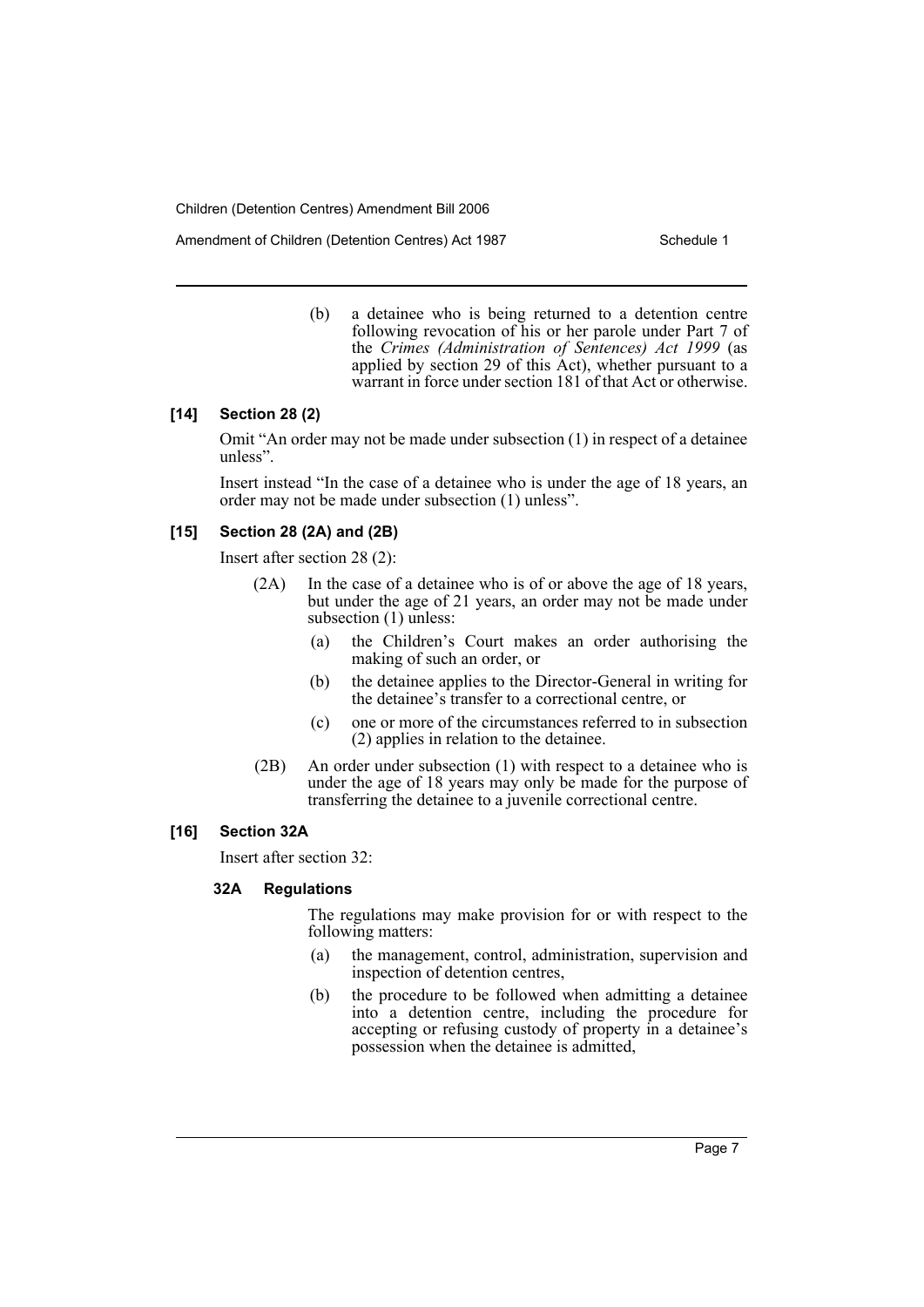(b) a detainee who is being returned to a detention centre following revocation of his or her parole under Part 7 of the *Crimes (Administration of Sentences) Act 1999* (as applied by section 29 of this Act), whether pursuant to a warrant in force under section 181 of that Act or otherwise.

### [14] Section 28 (2)

Omit "An order may not be made under subsection (1) in respect of a detainee unless".

Insert instead "In the case of a detainee who is under the age of 18 years, an order may not be made under subsection (1) unless".

### [15] Section 28 (2A) and (2B)

Insert after section 28 (2):

(2A) In the case of a detainee who is of or above the age of 18 years, but under the age of 21 years, an order may not be made under subsection (1) unless:

(a) the Children's Court makes an order authorising the making of such an order, or

(b) the detainee applies to the Director-General in writing for the detainee's transfer to a correctional centre, or

(c) one or more of the circumstances referred to in subsection (2) applies in relation to the detainee.

(2B) An order under subsection (1) with respect to a detainee who is under the age of 18 years may only be made for the purpose of transferring the detainee to a juvenile correctional centre.

### [16] Section 32A

Insert after section 32:

#### 32A Regulations

The regulations may make provision for or with respect to the following matters:

(a) the management, control, administration, supervision and inspection of detention centres,

(b) the procedure to be followed when admitting a detainee into a detention centre, including the procedure for accepting or refusing custody of property in a detainee's possession when the detainee is admitted,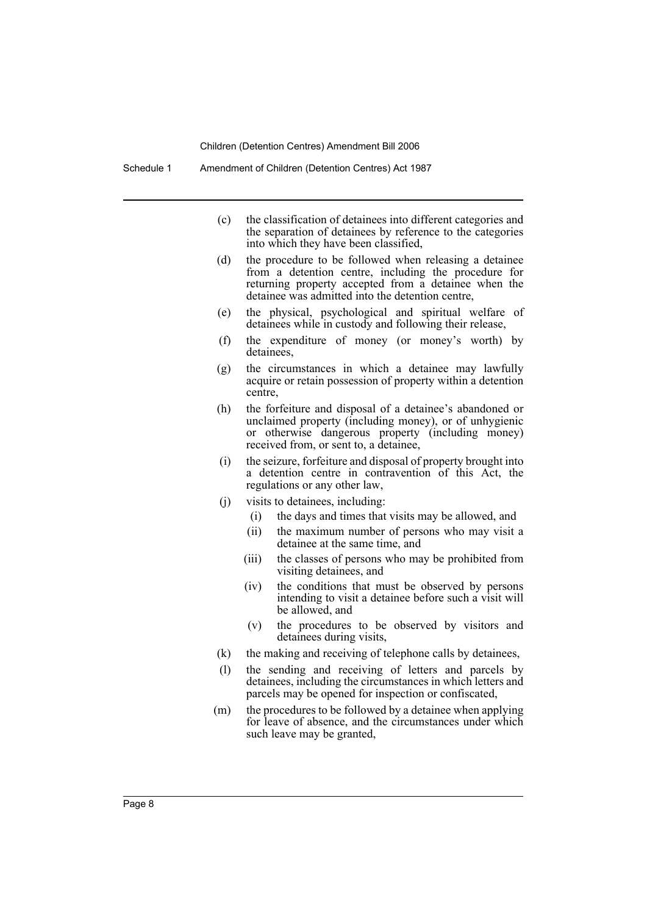(c) the classification of detainees into different categories and the separation of detainees by reference to the categories into which they have been classified,

(d) the procedure to be followed when releasing a detainee from a detention centre, including the procedure for returning property accepted from a detainee when the detainee was admitted into the detention centre,

(e) the physical, psychological and spiritual welfare of detainees while in custody and following their release,

(f) the expenditure of money (or money's worth) by detainees,

(g) the circumstances in which a detainee may lawfully acquire or retain possession of property within a detention centre,

(h) the forfeiture and disposal of a detainee's abandoned or unclaimed property (including money), or of unhygienic or otherwise dangerous property (including money) received from, or sent to, a detainee,

(i) the seizure, forfeiture and disposal of property brought into a detention centre in contravention of this Act, the regulations or any other law,

(j) visits to detainees, including:

  (i) the days and times that visits may be allowed, and

  (ii) the maximum number of persons who may visit a detainee at the same time, and

  (iii) the classes of persons who may be prohibited from visiting detainees, and

  (iv) the conditions that must be observed by persons intending to visit a detainee before such a visit will be allowed, and

  (v) the procedures to be observed by visitors and detainees during visits,

(k) the making and receiving of telephone calls by detainees,

(l) the sending and receiving of letters and parcels by detainees, including the circumstances in which letters and parcels may be opened for inspection or confiscated,

(m) the procedures to be followed by a detainee when applying for leave of absence, and the circumstances under which such leave may be granted,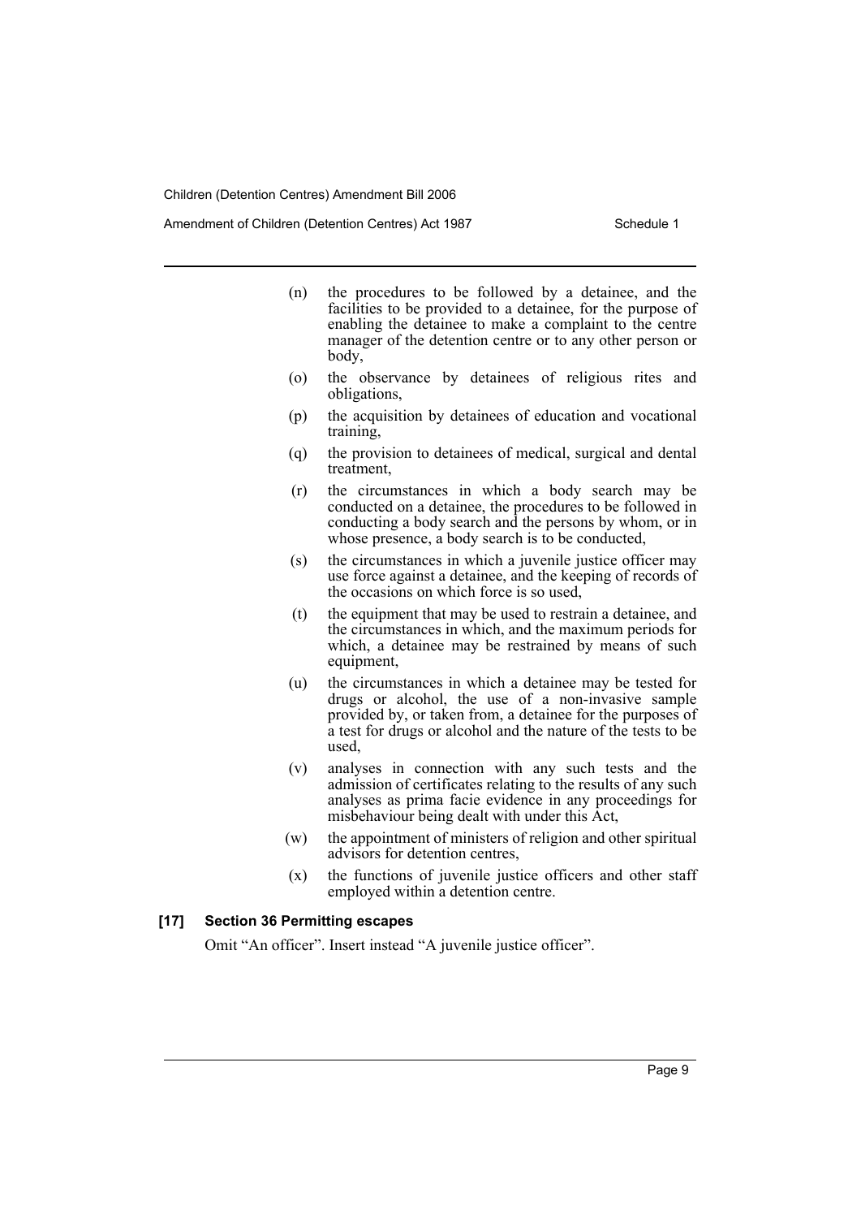(n) the procedures to be followed by a detainee, and the facilities to be provided to a detainee, for the purpose of enabling the detainee to make a complaint to the centre manager of the detention centre or to any other person or body,

(o) the observance by detainees of religious rites and obligations,

(p) the acquisition by detainees of education and vocational training,

(q) the provision to detainees of medical, surgical and dental treatment,

(r) the circumstances in which a body search may be conducted on a detainee, the procedures to be followed in conducting a body search and the persons by whom, or in whose presence, a body search is to be conducted,

(s) the circumstances in which a juvenile justice officer may use force against a detainee, and the keeping of records of the occasions on which force is so used,

(t) the equipment that may be used to restrain a detainee, and the circumstances in which, and the maximum periods for which, a detainee may be restrained by means of such equipment,

(u) the circumstances in which a detainee may be tested for drugs or alcohol, the use of a non-invasive sample provided by, or taken from, a detainee for the purposes of a test for drugs or alcohol and the nature of the tests to be used,

(v) analyses in connection with any such tests and the admission of certificates relating to the results of any such analyses as prima facie evidence in any proceedings for misbehaviour being dealt with under this Act,

(w) the appointment of ministers of religion and other spiritual advisors for detention centres,

(x) the functions of juvenile justice officers and other staff employed within a detention centre.

**[17] Section 36 Permitting escapes**

Omit "An officer". Insert instead "A juvenile justice officer".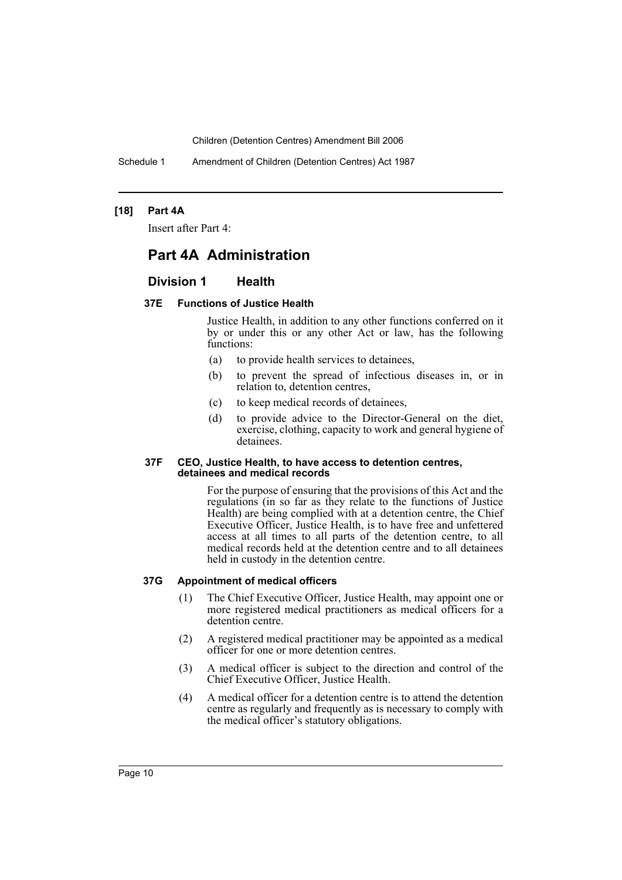**[18] Part 4A**

Insert after Part 4:

# Part 4A Administration

## Division 1 Health

### 37E Functions of Justice Health

Justice Health, in addition to any other functions conferred on it by or under this or any other Act or law, has the following functions:

- (a) to provide health services to detainees,
- (b) to prevent the spread of infectious diseases in, or in relation to, detention centres,
- (c) to keep medical records of detainees,
- (d) to provide advice to the Director-General on the diet, exercise, clothing, capacity to work and general hygiene of detainees.

### 37F CEO, Justice Health, to have access to detention centres, detainees and medical records

For the purpose of ensuring that the provisions of this Act and the regulations (in so far as they relate to the functions of Justice Health) are being complied with at a detention centre, the Chief Executive Officer, Justice Health, is to have free and unfettered access at all times to all parts of the detention centre, to all medical records held at the detention centre and to all detainees held in custody in the detention centre.

### 37G Appointment of medical officers

(1) The Chief Executive Officer, Justice Health, may appoint one or more registered medical practitioners as medical officers for a detention centre.

(2) A registered medical practitioner may be appointed as a medical officer for one or more detention centres.

(3) A medical officer is subject to the direction and control of the Chief Executive Officer, Justice Health.

(4) A medical officer for a detention centre is to attend the detention centre as regularly and frequently as is necessary to comply with the medical officer's statutory obligations.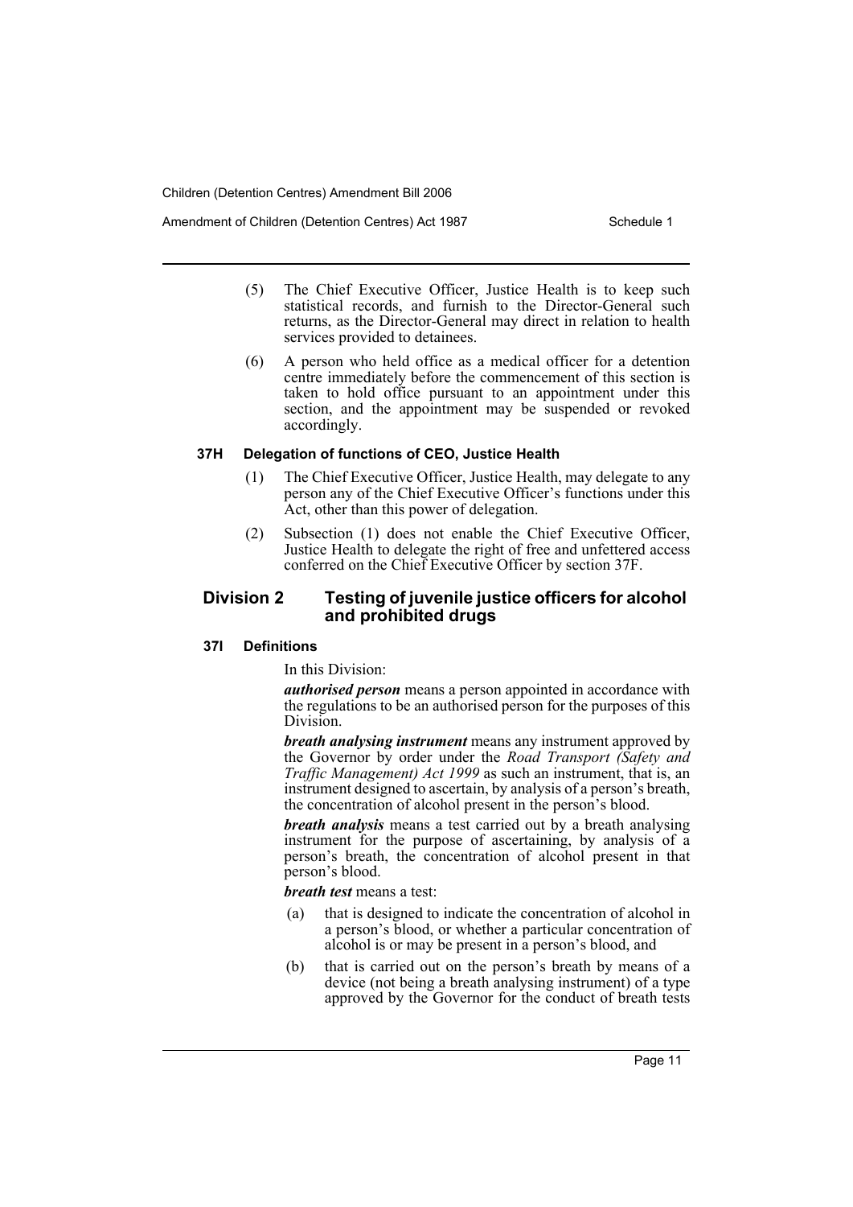(5) The Chief Executive Officer, Justice Health is to keep such statistical records, and furnish to the Director-General such returns, as the Director-General may direct in relation to health services provided to detainees.

(6) A person who held office as a medical officer for a detention centre immediately before the commencement of this section is taken to hold office pursuant to an appointment under this section, and the appointment may be suspended or revoked accordingly.

#### 37H Delegation of functions of CEO, Justice Health

(1) The Chief Executive Officer, Justice Health, may delegate to any person any of the Chief Executive Officer's functions under this Act, other than this power of delegation.

(2) Subsection (1) does not enable the Chief Executive Officer, Justice Health to delegate the right of free and unfettered access conferred on the Chief Executive Officer by section 37F.

### Division 2 Testing of juvenile justice officers for alcohol and prohibited drugs

#### 37I Definitions

In this Division:

***authorised person*** means a person appointed in accordance with the regulations to be an authorised person for the purposes of this Division.

***breath analysing instrument*** means any instrument approved by the Governor by order under the *Road Transport (Safety and Traffic Management) Act 1999* as such an instrument, that is, an instrument designed to ascertain, by analysis of a person's breath, the concentration of alcohol present in the person's blood.

***breath analysis*** means a test carried out by a breath analysing instrument for the purpose of ascertaining, by analysis of a person's breath, the concentration of alcohol present in that person's blood.

***breath test*** means a test:

(a) that is designed to indicate the concentration of alcohol in a person's blood, or whether a particular concentration of alcohol is or may be present in a person's blood, and

(b) that is carried out on the person's breath by means of a device (not being a breath analysing instrument) of a type approved by the Governor for the conduct of breath tests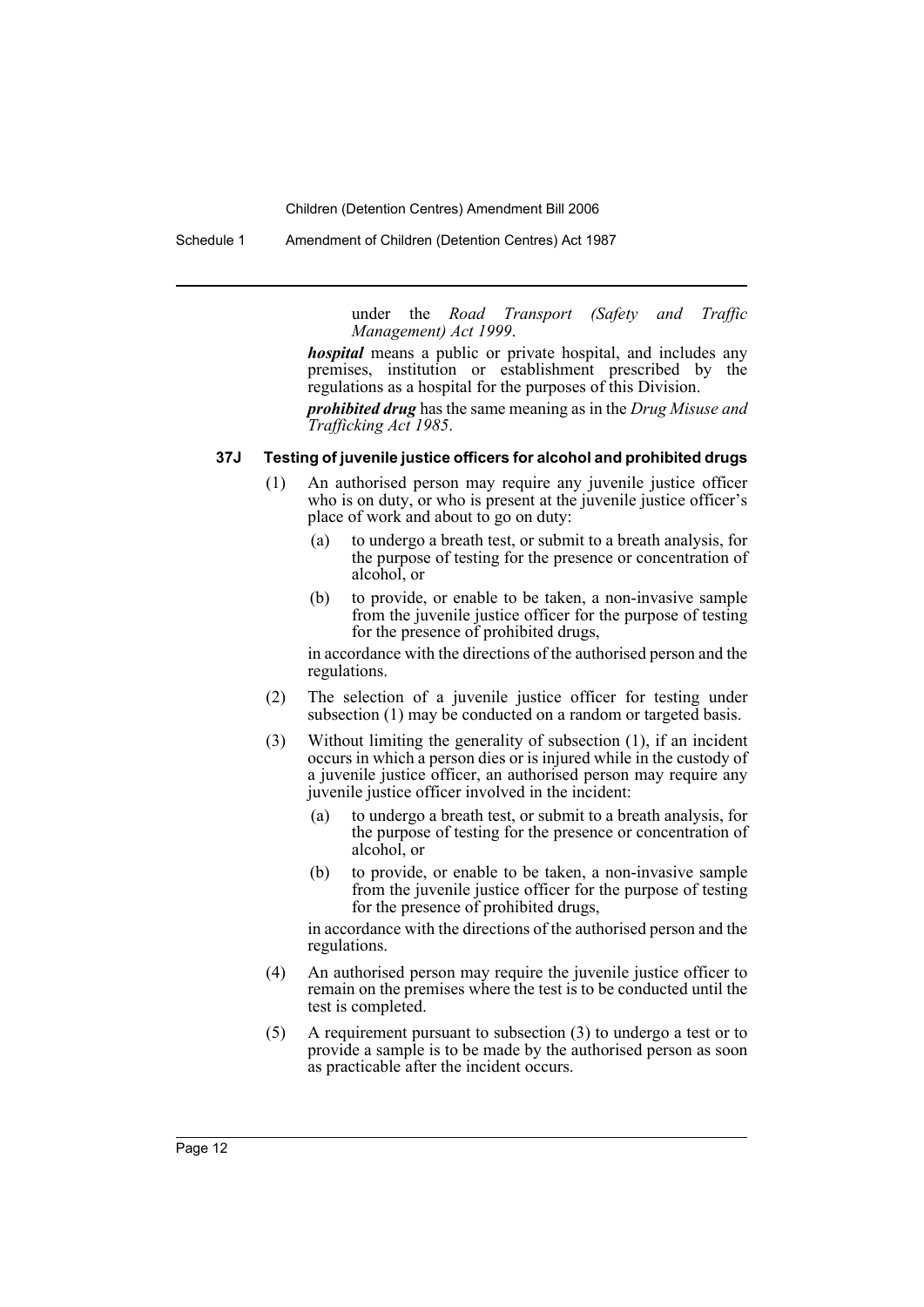under the *Road Transport (Safety and Traffic Management) Act 1999*.

***hospital*** means a public or private hospital, and includes any premises, institution or establishment prescribed by the regulations as a hospital for the purposes of this Division.

***prohibited drug*** has the same meaning as in the *Drug Misuse and Trafficking Act 1985*.

**37J Testing of juvenile justice officers for alcohol and prohibited drugs**

(1) An authorised person may require any juvenile justice officer who is on duty, or who is present at the juvenile justice officer's place of work and about to go on duty:

- (a) to undergo a breath test, or submit to a breath analysis, for the purpose of testing for the presence or concentration of alcohol, or
- (b) to provide, or enable to be taken, a non-invasive sample from the juvenile justice officer for the purpose of testing for the presence of prohibited drugs,

in accordance with the directions of the authorised person and the regulations.

(2) The selection of a juvenile justice officer for testing under subsection (1) may be conducted on a random or targeted basis.

(3) Without limiting the generality of subsection (1), if an incident occurs in which a person dies or is injured while in the custody of a juvenile justice officer, an authorised person may require any juvenile justice officer involved in the incident:

- (a) to undergo a breath test, or submit to a breath analysis, for the purpose of testing for the presence or concentration of alcohol, or
- (b) to provide, or enable to be taken, a non-invasive sample from the juvenile justice officer for the purpose of testing for the presence of prohibited drugs,

in accordance with the directions of the authorised person and the regulations.

(4) An authorised person may require the juvenile justice officer to remain on the premises where the test is to be conducted until the test is completed.

(5) A requirement pursuant to subsection (3) to undergo a test or to provide a sample is to be made by the authorised person as soon as practicable after the incident occurs.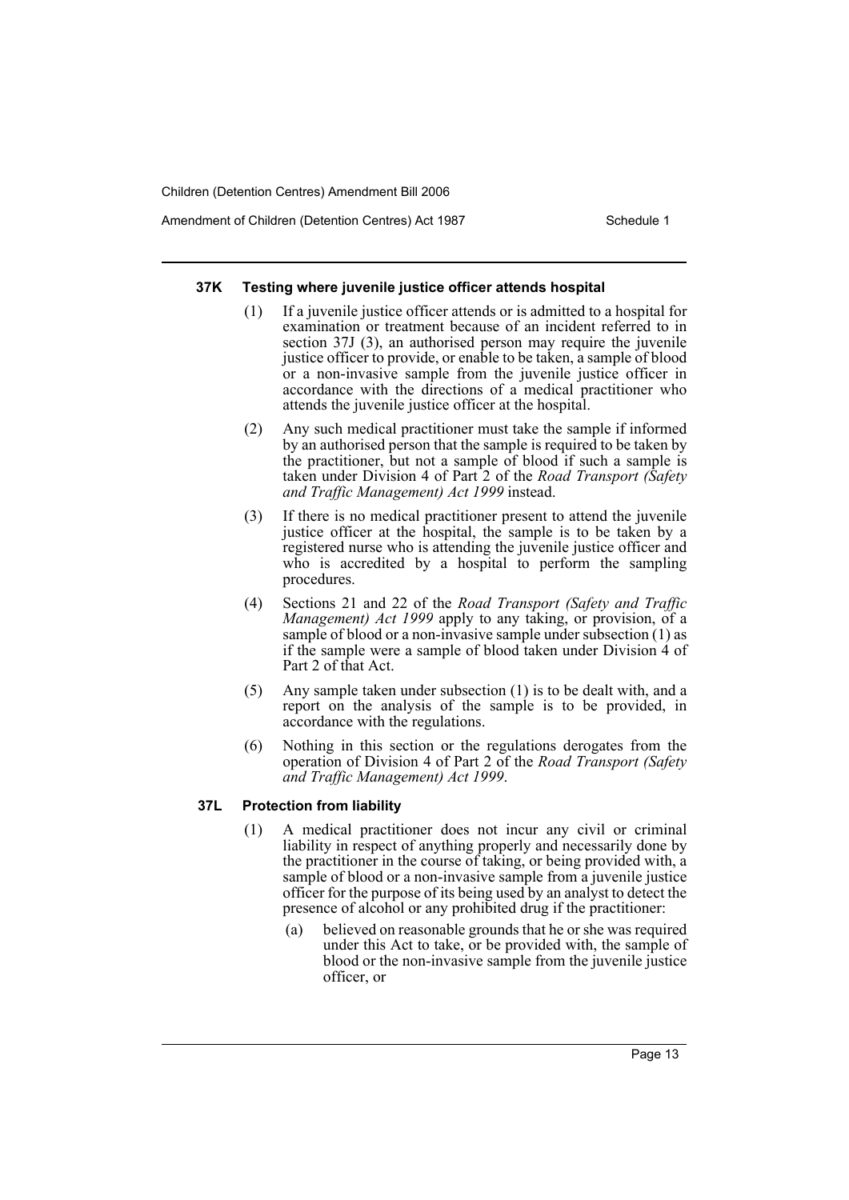**37K Testing where juvenile justice officer attends hospital**

(1) If a juvenile justice officer attends or is admitted to a hospital for examination or treatment because of an incident referred to in section 37J (3), an authorised person may require the juvenile justice officer to provide, or enable to be taken, a sample of blood or a non-invasive sample from the juvenile justice officer in accordance with the directions of a medical practitioner who attends the juvenile justice officer at the hospital.

(2) Any such medical practitioner must take the sample if informed by an authorised person that the sample is required to be taken by the practitioner, but not a sample of blood if such a sample is taken under Division 4 of Part 2 of the *Road Transport (Safety and Traffic Management) Act 1999* instead.

(3) If there is no medical practitioner present to attend the juvenile justice officer at the hospital, the sample is to be taken by a registered nurse who is attending the juvenile justice officer and who is accredited by a hospital to perform the sampling procedures.

(4) Sections 21 and 22 of the *Road Transport (Safety and Traffic Management) Act 1999* apply to any taking, or provision, of a sample of blood or a non-invasive sample under subsection (1) as if the sample were a sample of blood taken under Division 4 of Part 2 of that Act.

(5) Any sample taken under subsection (1) is to be dealt with, and a report on the analysis of the sample is to be provided, in accordance with the regulations.

(6) Nothing in this section or the regulations derogates from the operation of Division 4 of Part 2 of the *Road Transport (Safety and Traffic Management) Act 1999*.

**37L Protection from liability**

(1) A medical practitioner does not incur any civil or criminal liability in respect of anything properly and necessarily done by the practitioner in the course of taking, or being provided with, a sample of blood or a non-invasive sample from a juvenile justice officer for the purpose of its being used by an analyst to detect the presence of alcohol or any prohibited drug if the practitioner:

(a) believed on reasonable grounds that he or she was required under this Act to take, or be provided with, the sample of blood or the non-invasive sample from the juvenile justice officer, or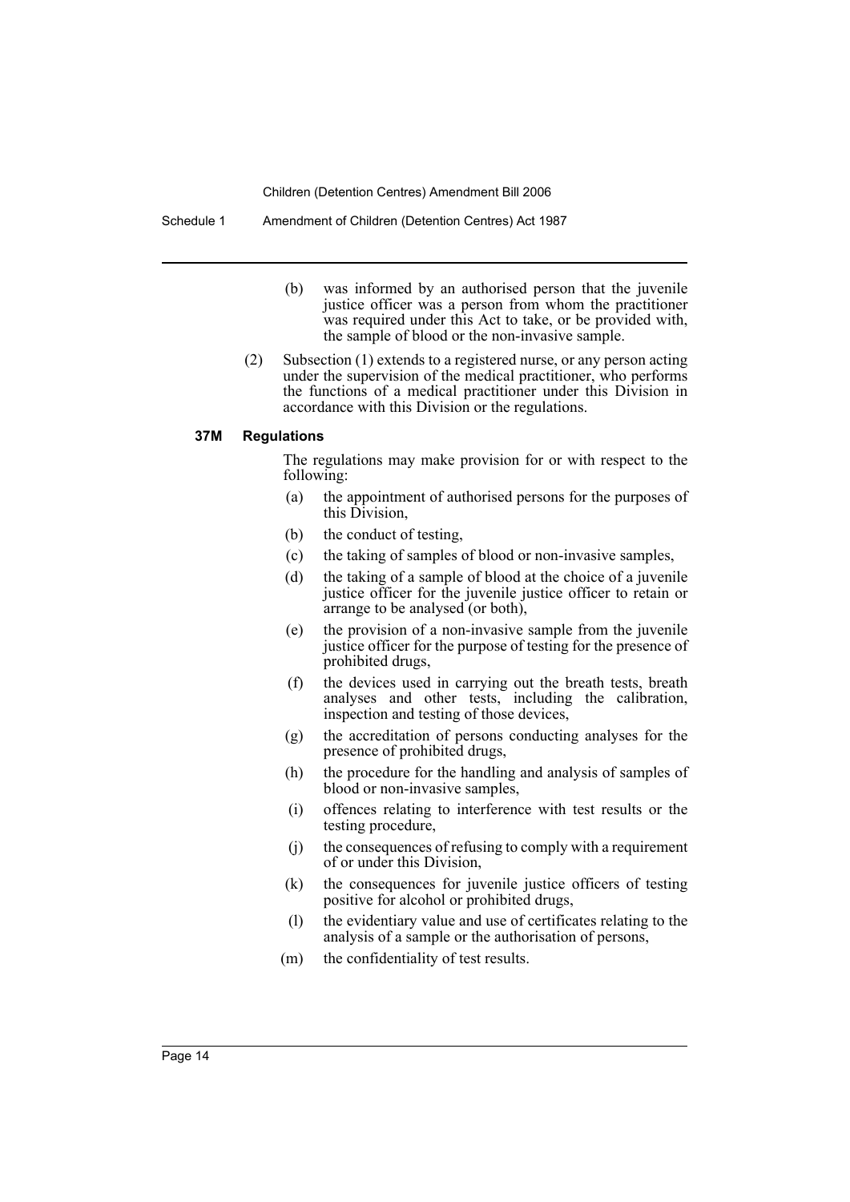(b) was informed by an authorised person that the juvenile justice officer was a person from whom the practitioner was required under this Act to take, or be provided with, the sample of blood or the non-invasive sample.

(2) Subsection (1) extends to a registered nurse, or any person acting under the supervision of the medical practitioner, who performs the functions of a medical practitioner under this Division in accordance with this Division or the regulations.

#### 37M Regulations

The regulations may make provision for or with respect to the following:

(a) the appointment of authorised persons for the purposes of this Division,

(b) the conduct of testing,

(c) the taking of samples of blood or non-invasive samples,

(d) the taking of a sample of blood at the choice of a juvenile justice officer for the juvenile justice officer to retain or arrange to be analysed (or both),

(e) the provision of a non-invasive sample from the juvenile justice officer for the purpose of testing for the presence of prohibited drugs,

(f) the devices used in carrying out the breath tests, breath analyses and other tests, including the calibration, inspection and testing of those devices,

(g) the accreditation of persons conducting analyses for the presence of prohibited drugs,

(h) the procedure for the handling and analysis of samples of blood or non-invasive samples,

(i) offences relating to interference with test results or the testing procedure,

(j) the consequences of refusing to comply with a requirement of or under this Division,

(k) the consequences for juvenile justice officers of testing positive for alcohol or prohibited drugs,

(l) the evidentiary value and use of certificates relating to the analysis of a sample or the authorisation of persons,

(m) the confidentiality of test results.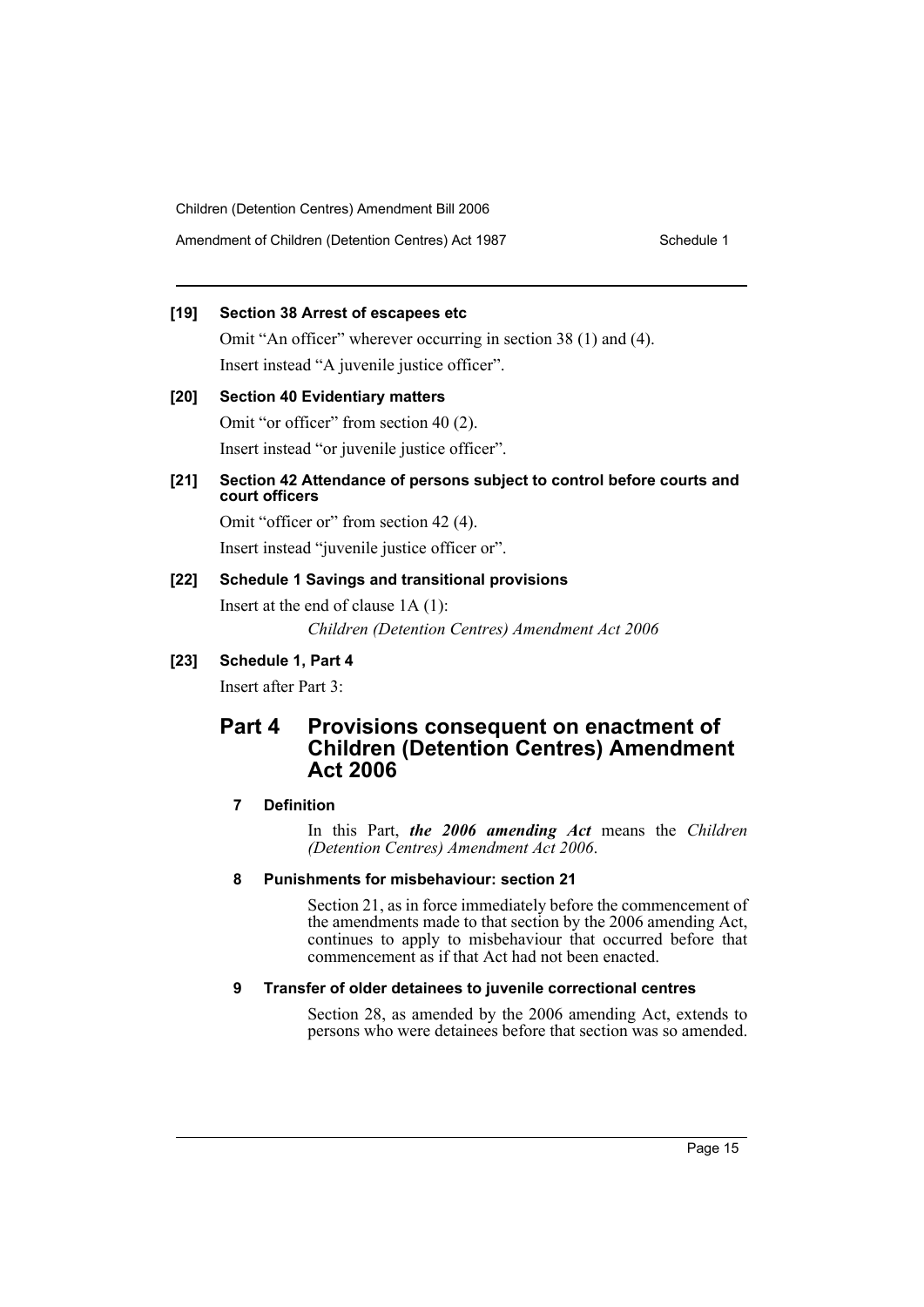**[19] Section 38 Arrest of escapees etc**

Omit "An officer" wherever occurring in section 38 (1) and (4).

Insert instead "A juvenile justice officer".

**[20] Section 40 Evidentiary matters**

Omit "or officer" from section 40 (2).

Insert instead "or juvenile justice officer".

**[21] Section 42 Attendance of persons subject to control before courts and court officers**

Omit "officer or" from section 42 (4).

Insert instead "juvenile justice officer or".

**[22] Schedule 1 Savings and transitional provisions**

Insert at the end of clause 1A (1):

*Children (Detention Centres) Amendment Act 2006*

**[23] Schedule 1, Part 4**

Insert after Part 3:

## Part 4 Provisions consequent on enactment of Children (Detention Centres) Amendment Act 2006

### 7 Definition

In this Part, ***the 2006 amending Act*** means the *Children (Detention Centres) Amendment Act 2006*.

### 8 Punishments for misbehaviour: section 21

Section 21, as in force immediately before the commencement of the amendments made to that section by the 2006 amending Act, continues to apply to misbehaviour that occurred before that commencement as if that Act had not been enacted.

### 9 Transfer of older detainees to juvenile correctional centres

Section 28, as amended by the 2006 amending Act, extends to persons who were detainees before that section was so amended.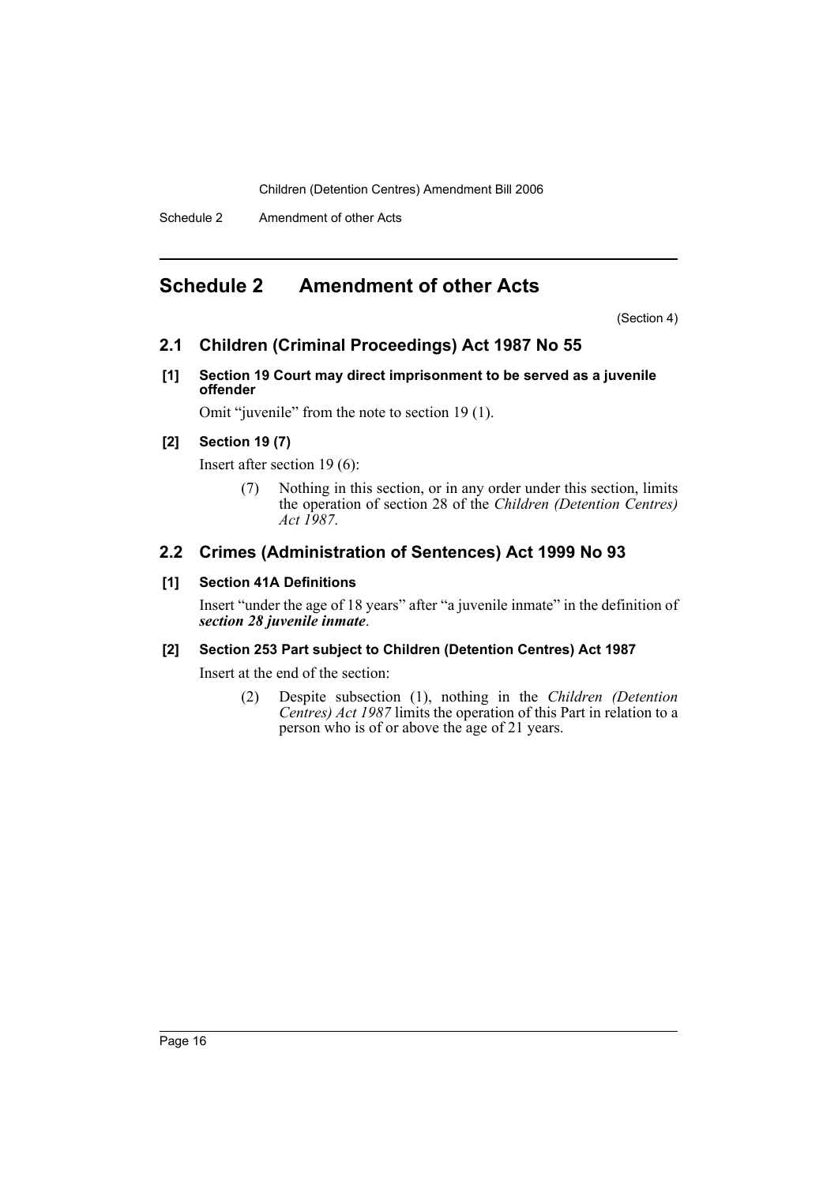## Schedule 2 Amendment of other Acts

(Section 4)

### 2.1 Children (Criminal Proceedings) Act 1987 No 55

**[1] Section 19 Court may direct imprisonment to be served as a juvenile offender**

Omit "juvenile" from the note to section 19 (1).

**[2] Section 19 (7)**

Insert after section 19 (6):

> (7) Nothing in this section, or in any order under this section, limits the operation of section 28 of the *Children (Detention Centres) Act 1987*.

### 2.2 Crimes (Administration of Sentences) Act 1999 No 93

**[1] Section 41A Definitions**

Insert "under the age of 18 years" after "a juvenile inmate" in the definition of ***section 28 juvenile inmate***.

**[2] Section 253 Part subject to Children (Detention Centres) Act 1987**

Insert at the end of the section:

> (2) Despite subsection (1), nothing in the *Children (Detention Centres) Act 1987* limits the operation of this Part in relation to a person who is of or above the age of 21 years.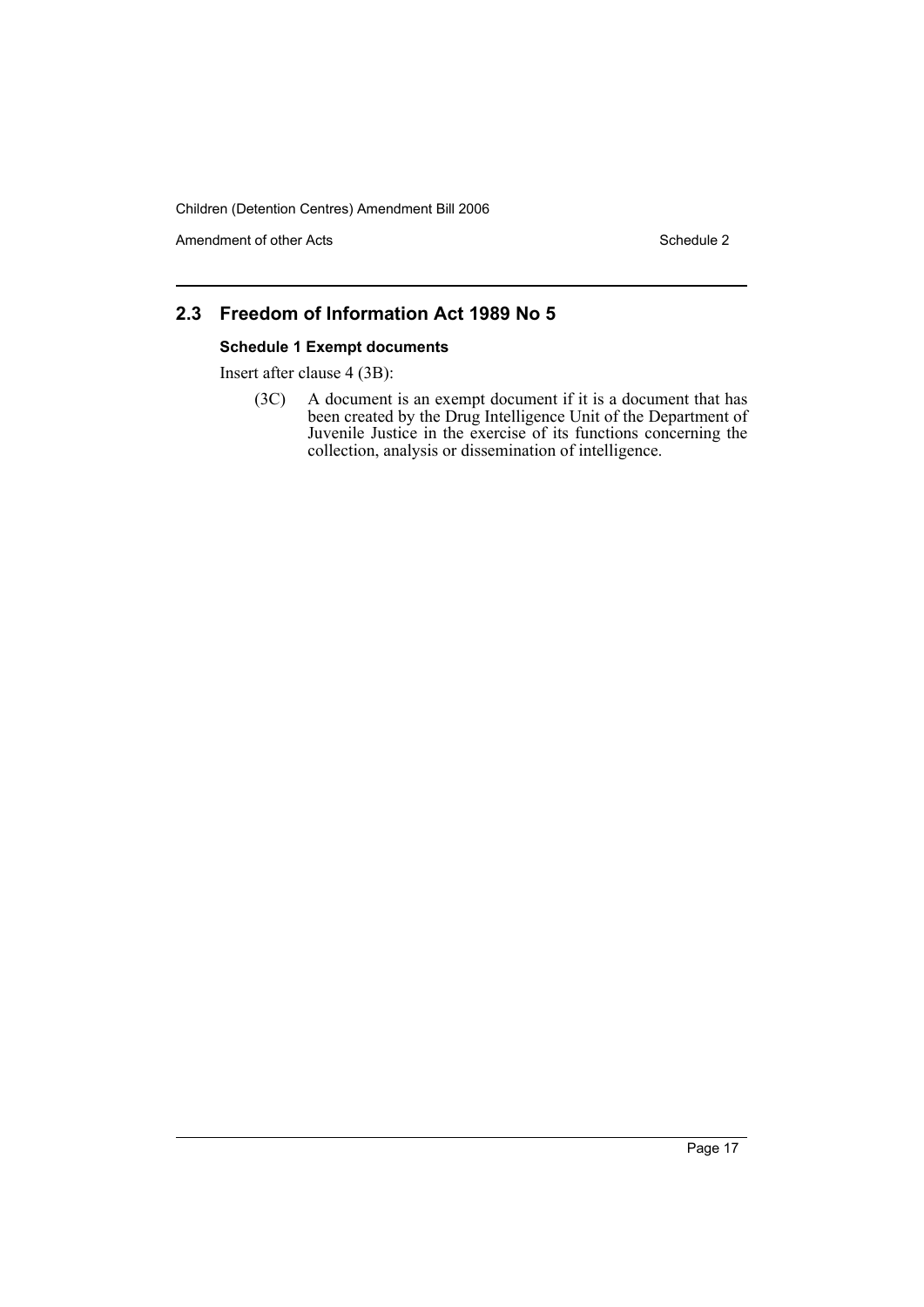## 2.3 Freedom of Information Act 1989 No 5

**Schedule 1 Exempt documents**

Insert after clause 4 (3B):

(3C) A document is an exempt document if it is a document that has been created by the Drug Intelligence Unit of the Department of Juvenile Justice in the exercise of its functions concerning the collection, analysis or dissemination of intelligence.